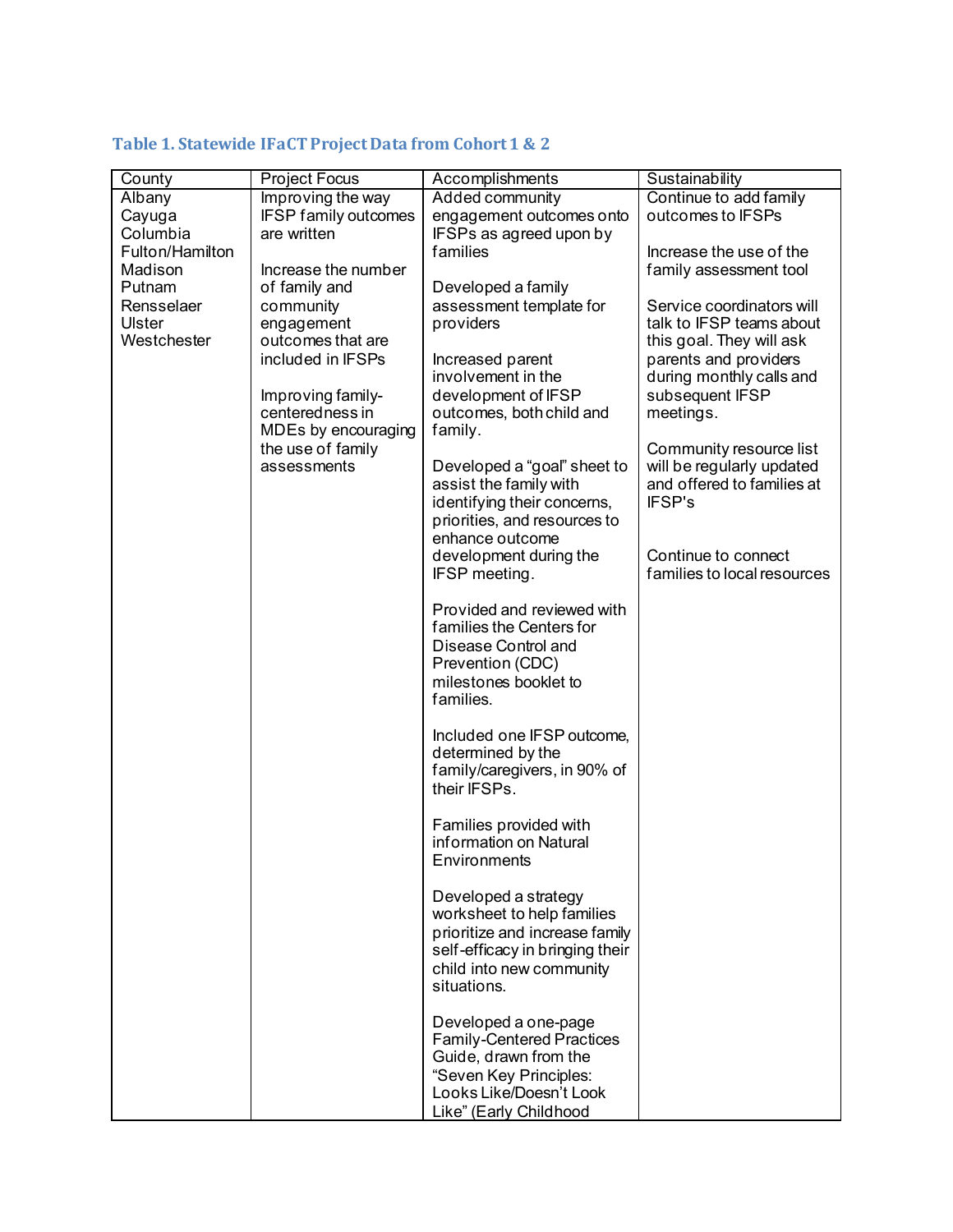### Table 1. Statewide IFaCT Project Data from Cohort 1 & 2

| County | Project Focus | Accomplishments | Sustainability |
|---|---|---|---|
| Albany<br>Cayuga<br>Columbia<br>Fulton/Hamilton<br>Madison<br>Putnam<br>Rensselaer<br>Ulster<br>Westchester | Improving the way IFSP family outcomes are written<br><br>Increase the number of family and community engagement outcomes that are included in IFSPs<br><br>Improving family-centeredness in MDEs by encouraging the use of family assessments | Added community engagement outcomes onto IFSPs as agreed upon by families<br><br>Developed a family assessment template for providers<br><br>Increased parent involvement in the development of IFSP outcomes, both child and family.<br><br>Developed a "goal" sheet to assist the family with identifying their concerns, priorities, and resources to enhance outcome development during the IFSP meeting.<br><br>Provided and reviewed with families the Centers for Disease Control and Prevention (CDC) milestones booklet to families.<br><br>Included one IFSP outcome, determined by the family/caregivers, in 90% of their IFSPs.<br><br>Families provided with information on Natural Environments<br><br>Developed a strategy worksheet to help families prioritize and increase family self-efficacy in bringing their child into new community situations.<br><br>Developed a one-page Family-Centered Practices Guide, drawn from the "Seven Key Principles: Looks Like/Doesn't Look Like" (Early Childhood | Continue to add family outcomes to IFSPs<br><br>Increase the use of the family assessment tool<br><br>Service coordinators will talk to IFSP teams about this goal. They will ask parents and providers during monthly calls and subsequent IFSP meetings.<br><br>Community resource list will be regularly updated and offered to families at IFSP's<br><br>Continue to connect families to local resources |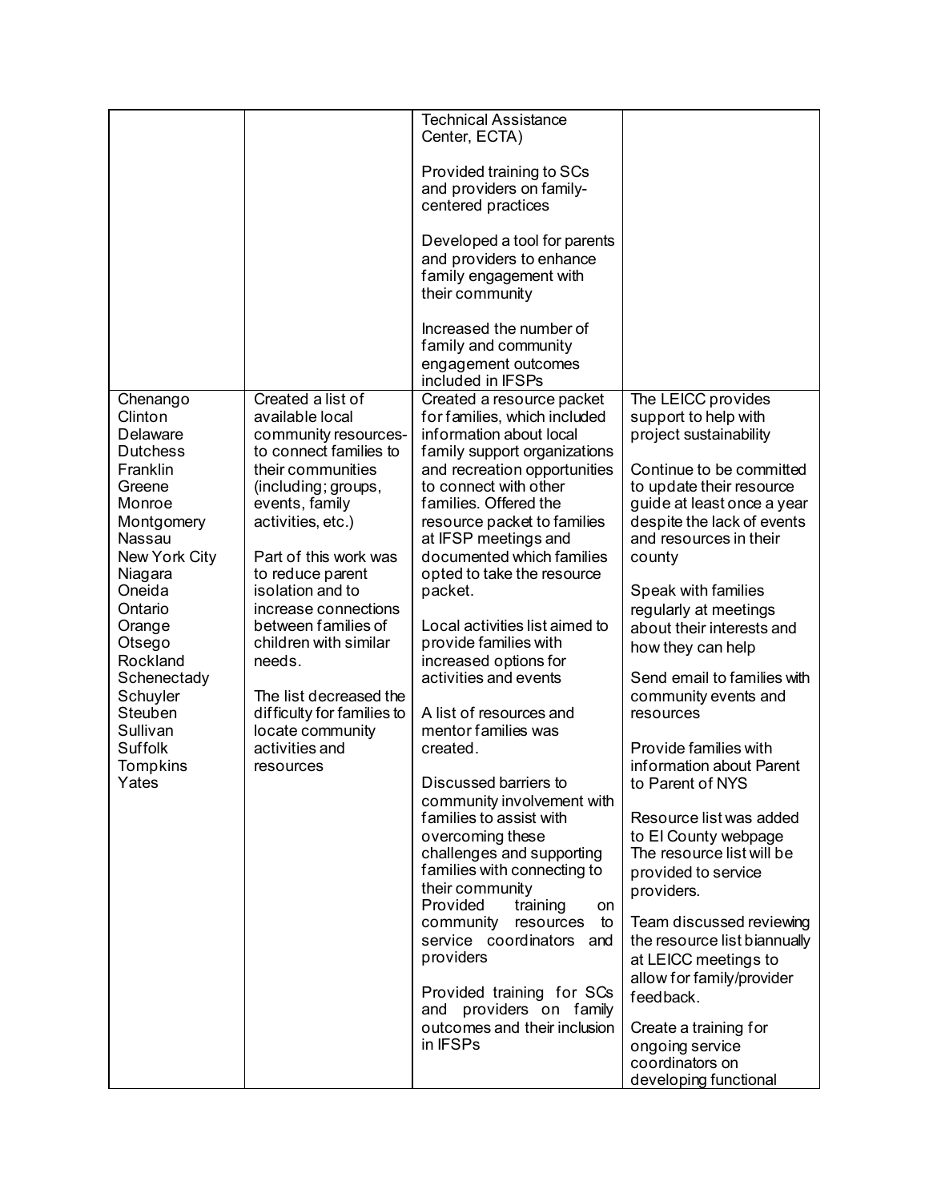| | | | |
|---|---|---|---|
| | | Technical Assistance Center, ECTA)<br><br>Provided training to SCs and providers on family-centered practices<br><br>Developed a tool for parents and providers to enhance family engagement with their community<br><br>Increased the number of family and community engagement outcomes included in IFSPs | |
| Chenango<br>Clinton<br>Delaware<br>Dutchess<br>Franklin<br>Greene<br>Monroe<br>Montgomery<br>Nassau<br>New York City<br>Niagara<br>Oneida<br>Ontario<br>Orange<br>Otsego<br>Rockland<br>Schenectady<br>Schuyler<br>Steuben<br>Sullivan<br>Suffolk<br>Tompkins<br>Yates | Created a list of available local community resources- to connect families to their communities (including; groups, events, family activities, etc.)<br><br>Part of this work was to reduce parent isolation and to increase connections between families of children with similar needs.<br><br>The list decreased the difficulty for families to locate community activities and resources | Created a resource packet for families, which included information about local family support organizations and recreation opportunities to connect with other families. Offered the resource packet to families at IFSP meetings and documented which families opted to take the resource packet.<br><br>Local activities list aimed to provide families with increased options for activities and events<br><br>A list of resources and mentor families was created.<br><br>Discussed barriers to community involvement with families to assist with overcoming these challenges and supporting families with connecting to their community<br>Provided training on community resources to service coordinators and providers<br><br>Provided training for SCs and providers on family outcomes and their inclusion in IFSPs | The LEICC provides support to help with project sustainability<br><br>Continue to be committed to update their resource guide at least once a year despite the lack of events and resources in their county<br><br>Speak with families regularly at meetings about their interests and how they can help<br><br>Send email to families with community events and resources<br><br>Provide families with information about Parent to Parent of NYS<br><br>Resource list was added to EI County webpage The resource list will be provided to service providers.<br><br>Team discussed reviewing the resource list biannually at LEICC meetings to allow for family/provider feedback.<br><br>Create a training for ongoing service coordinators on developing functional |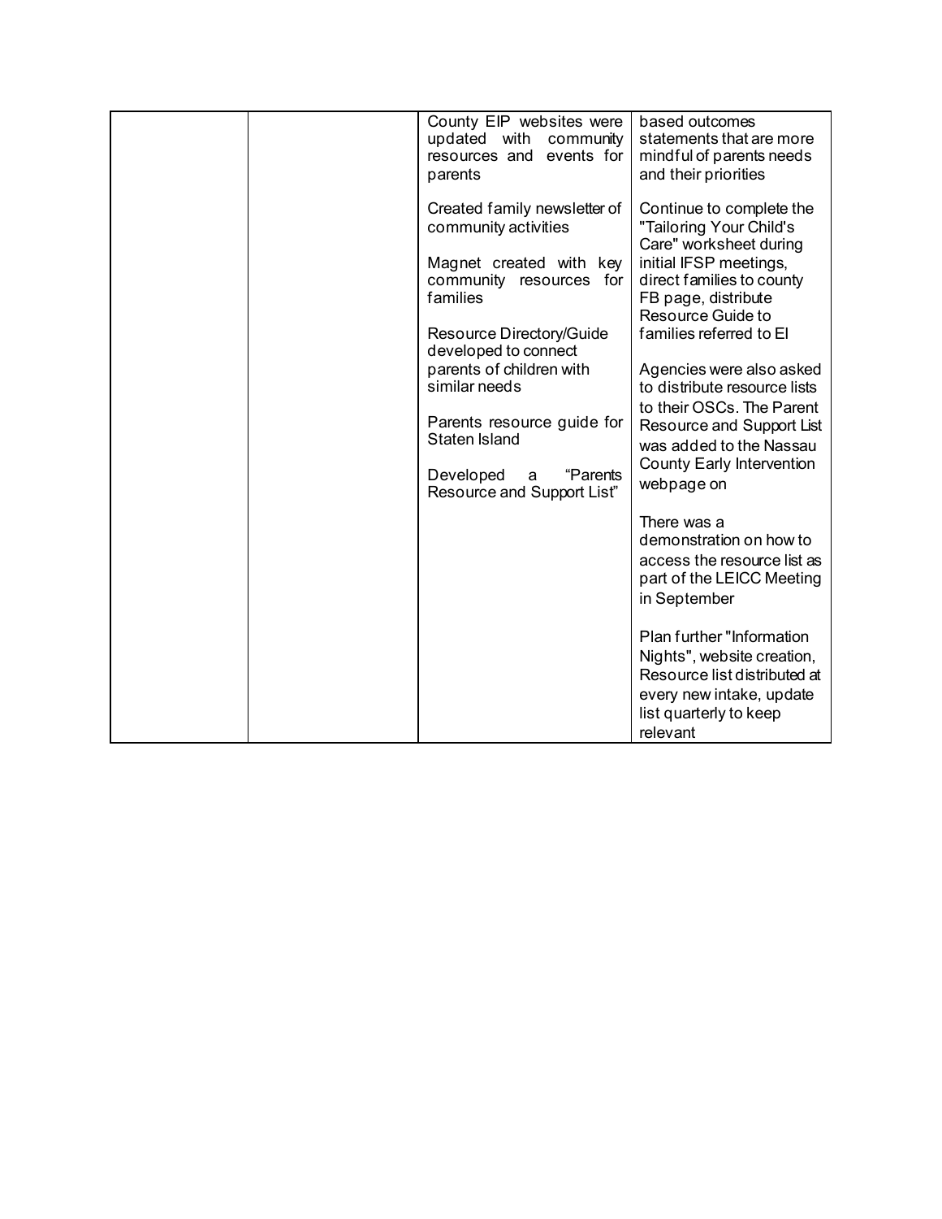| | | | |
|---|---|---|---|
| | | County EIP websites were updated with community resources and events for parents<br><br>Created family newsletter of community activities<br><br>Magnet created with key community resources for families<br><br>Resource Directory/Guide developed to connect parents of children with similar needs<br><br>Parents resource guide for Staten Island<br><br>Developed a "Parents Resource and Support List" | based outcomes statements that are more mindful of parents needs and their priorities<br><br>Continue to complete the "Tailoring Your Child's Care" worksheet during initial IFSP meetings, direct families to county FB page, distribute Resource Guide to families referred to EI<br><br>Agencies were also asked to distribute resource lists to their OSCs. The Parent Resource and Support List was added to the Nassau County Early Intervention webpage on<br><br>There was a demonstration on how to access the resource list as part of the LEICC Meeting in September<br><br>Plan further "Information Nights", website creation, Resource list distributed at every new intake, update list quarterly to keep relevant |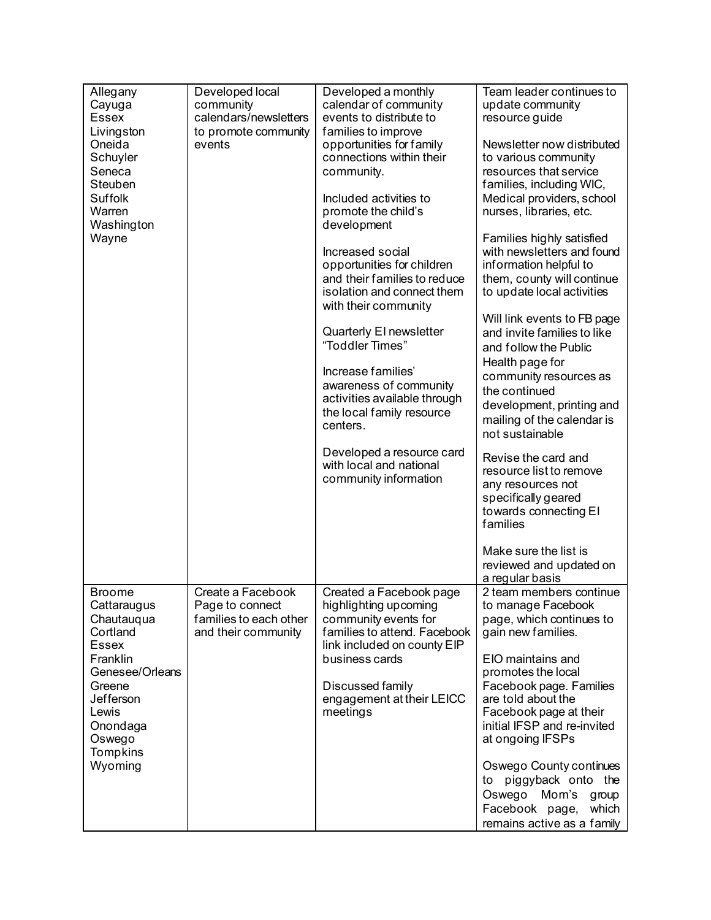| | | | |
|---|---|---|---|
| Allegany<br>Cayuga<br>Essex<br>Livingston<br>Oneida<br>Schuyler<br>Seneca<br>Steuben<br>Suffolk<br>Warren<br>Washington<br>Wayne | Developed local community calendars/newsletters to promote community events | Developed a monthly calendar of community events to distribute to families to improve opportunities for family connections within their community.<br><br>Included activities to promote the child's development<br><br>Increased social opportunities for children and their families to reduce isolation and connect them with their community<br><br>Quarterly EI newsletter "Toddler Times"<br><br>Increase families' awareness of community activities available through the local family resource centers.<br><br>Developed a resource card with local and national community information | Team leader continues to update community resource guide<br><br>Newsletter now distributed to various community resources that service families, including WIC, Medical providers, school nurses, libraries, etc.<br><br>Families highly satisfied with newsletters and found information helpful to them, county will continue to update local activities<br><br>Will link events to FB page and invite families to like and follow the Public Health page for community resources as the continued development, printing and mailing of the calendar is not sustainable<br><br>Revise the card and resource list to remove any resources not specifically geared towards connecting EI families<br><br>Make sure the list is reviewed and updated on a regular basis |
| Broome<br>Cattaraugus<br>Chautauqua<br>Cortland<br>Essex<br>Franklin<br>Genesee/Orleans<br>Greene<br>Jefferson<br>Lewis<br>Onondaga<br>Oswego<br>Tompkins<br>Wyoming | Create a Facebook Page to connect families to each other and their community | Created a Facebook page highlighting upcoming community events for families to attend. Facebook link included on county EIP business cards<br><br>Discussed family engagement at their LEICC meetings | 2 team members continue to manage Facebook page, which continues to gain new families.<br><br>EIO maintains and promotes the local Facebook page. Families are told about the Facebook page at their initial IFSP and re-invited at ongoing IFSPs<br><br>Oswego County continues to piggyback onto the Oswego Mom's group Facebook page, which remains active as a family |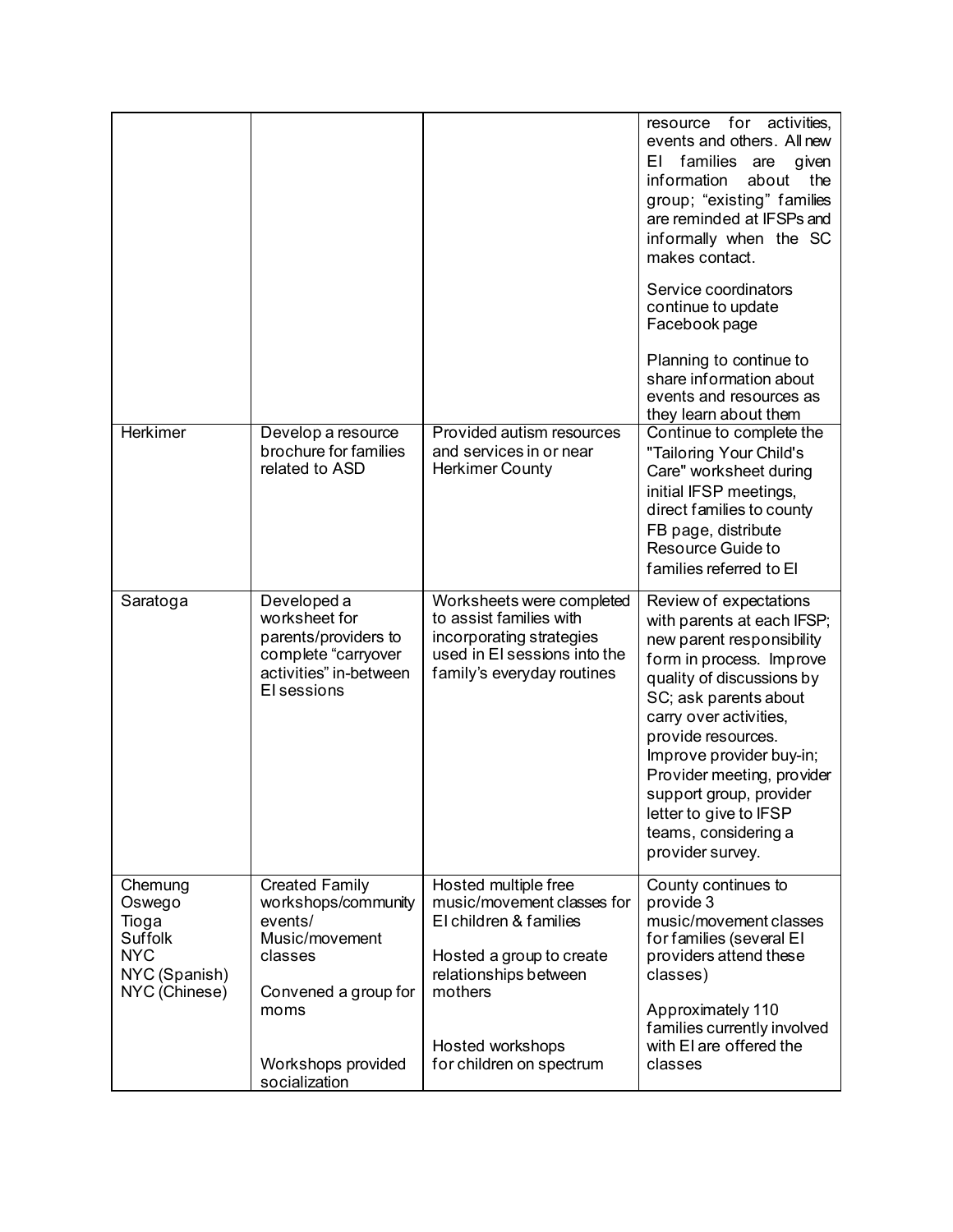| | | | |
|---|---|---|---|
| | | | resource for activities, events and others. All new EI families are given information about the group; "existing" families are reminded at IFSPs and informally when the SC makes contact.<br><br>Service coordinators continue to update Facebook page<br><br>Planning to continue to share information about events and resources as they learn about them |
| Herkimer | Develop a resource brochure for families related to ASD | Provided autism resources and services in or near Herkimer County | Continue to complete the "Tailoring Your Child's Care" worksheet during initial IFSP meetings, direct families to county FB page, distribute Resource Guide to families referred to EI |
| Saratoga | Developed a worksheet for parents/providers to complete "carryover activities" in-between EI sessions | Worksheets were completed to assist families with incorporating strategies used in EI sessions into the family's everyday routines | Review of expectations with parents at each IFSP; new parent responsibility form in process. Improve quality of discussions by SC; ask parents about carry over activities, provide resources. Improve provider buy-in; Provider meeting, provider support group, provider letter to give to IFSP teams, considering a provider survey. |
| Chemung<br>Oswego<br>Tioga<br>Suffolk<br>NYC<br>NYC (Spanish)<br>NYC (Chinese) | Created Family workshops/community events/ Music/movement classes<br><br>Convened a group for moms<br><br>Workshops provided socialization | Hosted multiple free music/movement classes for EI children & families<br><br>Hosted a group to create relationships between mothers<br><br>Hosted workshops for children on spectrum | County continues to provide 3 music/movement classes for families (several EI providers attend these classes)<br><br>Approximately 110 families currently involved with EI are offered the classes |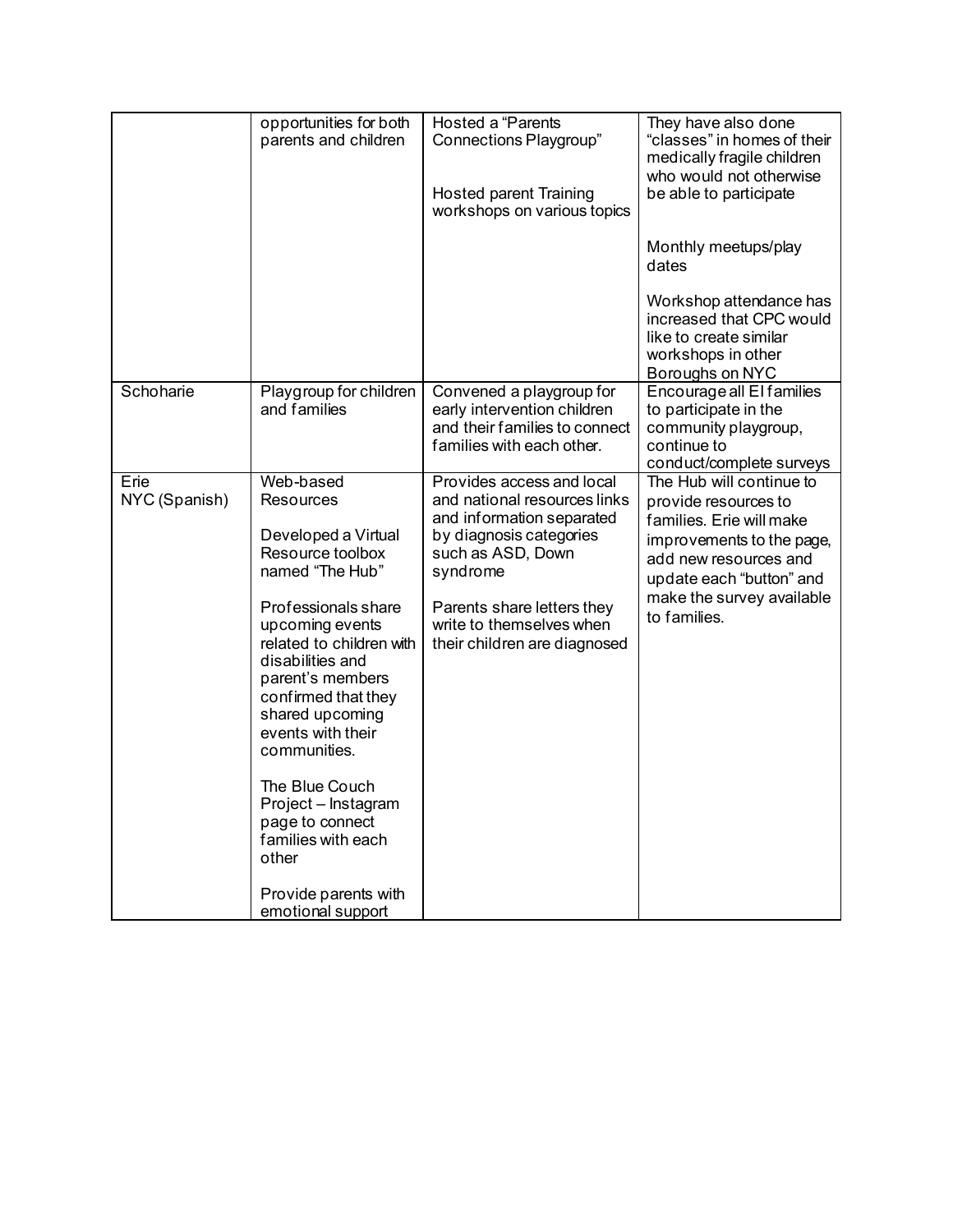| | | | |
|---|---|---|---|
| | opportunities for both parents and children | Hosted a "Parents Connections Playgroup"<br><br>Hosted parent Training workshops on various topics | They have also done "classes" in homes of their medically fragile children who would not otherwise be able to participate<br><br>Monthly meetups/play dates<br><br>Workshop attendance has increased that CPC would like to create similar workshops in other Boroughs on NYC |
| Schoharie | Playgroup for children and families | Convened a playgroup for early intervention children and their families to connect families with each other. | Encourage all EI families to participate in the community playgroup, continue to conduct/complete surveys |
| Erie<br>NYC (Spanish) | Web-based Resources<br><br>Developed a Virtual Resource toolbox named "The Hub"<br><br>Professionals share upcoming events related to children with disabilities and parent's members confirmed that they shared upcoming events with their communities.<br><br>The Blue Couch Project – Instagram page to connect families with each other<br><br>Provide parents with emotional support | Provides access and local and national resources links and information separated by diagnosis categories such as ASD, Down syndrome<br><br>Parents share letters they write to themselves when their children are diagnosed | The Hub will continue to provide resources to families. Erie will make improvements to the page, add new resources and update each "button" and make the survey available to families. |